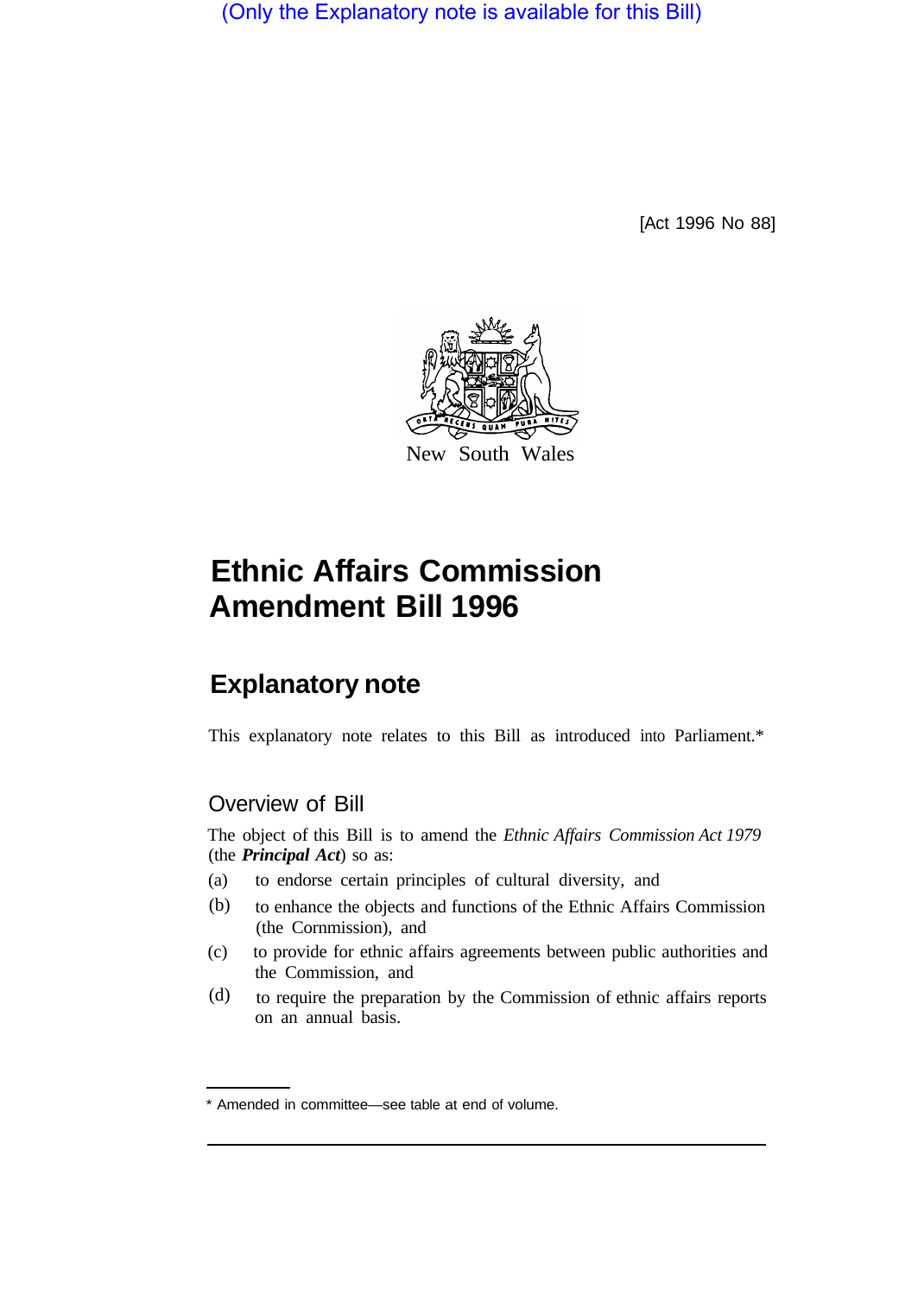(Only the Explanatory note is available for this Bill)

[Act 1996 No 88]

New South Wales

# Ethnic Affairs Commission Amendment Bill 1996

## Explanatory note

This explanatory note relates to this Bill as introduced into Parliament.*

### Overview of Bill

The object of this Bill is to amend the *Ethnic Affairs Commission Act 1979* (the ***Principal Act***) so as:

(a) to endorse certain principles of cultural diversity, and

(b) to enhance the objects and functions of the Ethnic Affairs Commission (the Cornmission), and

(c) to provide for ethnic affairs agreements between public authorities and the Commission, and

(d) to require the preparation by the Commission of ethnic affairs reports on an annual basis.

* Amended in committee—see table at end of volume.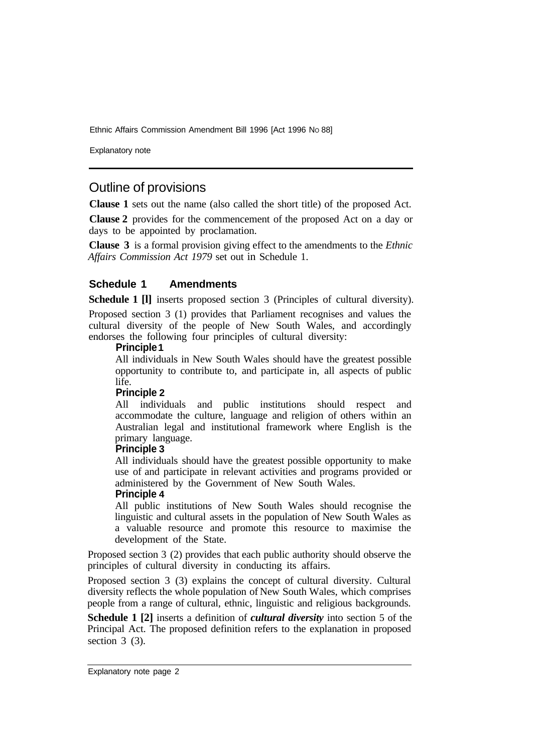## Outline of provisions

**Clause 1** sets out the name (also called the short title) of the proposed Act.

**Clause 2** provides for the commencement of the proposed Act on a day or days to be appointed by proclamation.

**Clause 3** is a formal provision giving effect to the amendments to the *Ethnic Affairs Commission Act 1979* set out in Schedule 1.

### Schedule 1 Amendments

**Schedule 1 [l]** inserts proposed section 3 (Principles of cultural diversity).

Proposed section 3 (1) provides that Parliament recognises and values the cultural diversity of the people of New South Wales, and accordingly endorses the following four principles of cultural diversity:

**Principle 1**

All individuals in New South Wales should have the greatest possible opportunity to contribute to, and participate in, all aspects of public life.

**Principle 2**

All individuals and public institutions should respect and accommodate the culture, language and religion of others within an Australian legal and institutional framework where English is the primary language.

**Principle 3**

All individuals should have the greatest possible opportunity to make use of and participate in relevant activities and programs provided or administered by the Government of New South Wales.

**Principle 4**

All public institutions of New South Wales should recognise the linguistic and cultural assets in the population of New South Wales as a valuable resource and promote this resource to maximise the development of the State.

Proposed section 3 (2) provides that each public authority should observe the principles of cultural diversity in conducting its affairs.

Proposed section 3 (3) explains the concept of cultural diversity. Cultural diversity reflects the whole population of New South Wales, which comprises people from a range of cultural, ethnic, linguistic and religious backgrounds.

**Schedule 1 [2]** inserts a definition of ***cultural diversity*** into section 5 of the Principal Act. The proposed definition refers to the explanation in proposed section 3 (3).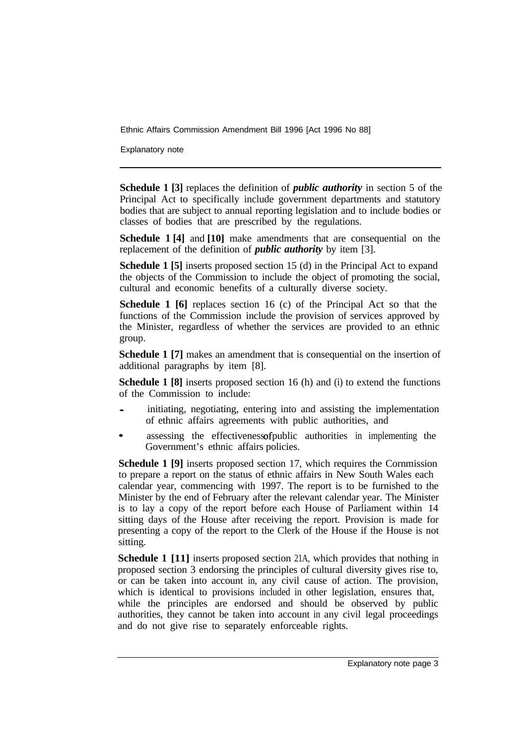**Schedule 1 [3]** replaces the definition of ***public authority*** in section 5 of the Principal Act to specifically include government departments and statutory bodies that are subject to annual reporting legislation and to include bodies or classes of bodies that are prescribed by the regulations.

**Schedule 1 [4]** and **[10]** make amendments that are consequential on the replacement of the definition of ***public authority*** by item [3].

**Schedule 1 [5]** inserts proposed section 15 (d) in the Principal Act to expand the objects of the Commission to include the object of promoting the social, cultural and economic benefits of a culturally diverse society.

**Schedule 1 [6]** replaces section 16 (c) of the Principal Act so that the functions of the Commission include the provision of services approved by the Minister, regardless of whether the services are provided to an ethnic group.

**Schedule 1 [7]** makes an amendment that is consequential on the insertion of additional paragraphs by item [8].

**Schedule 1 [8]** inserts proposed section 16 (h) and (i) to extend the functions of the Commission to include:

- initiating, negotiating, entering into and assisting the implementation of ethnic affairs agreements with public authorities, and
- assessing the effectiveness of public authorities in implementing the Government's ethnic affairs policies.

**Schedule 1 [9]** inserts proposed section 17, which requires the Commission to prepare a report on the status of ethnic affairs in New South Wales each calendar year, commencing with 1997. The report is to be furnished to the Minister by the end of February after the relevant calendar year. The Minister is to lay a copy of the report before each House of Parliament within 14 sitting days of the House after receiving the report. Provision is made for presenting a copy of the report to the Clerk of the House if the House is not sitting.

**Schedule 1 [11]** inserts proposed section 21A, which provides that nothing in proposed section 3 endorsing the principles of cultural diversity gives rise to, or can be taken into account in, any civil cause of action. The provision, which is identical to provisions included in other legislation, ensures that, while the principles are endorsed and should be observed by public authorities, they cannot be taken into account in any civil legal proceedings and do not give rise to separately enforceable rights.